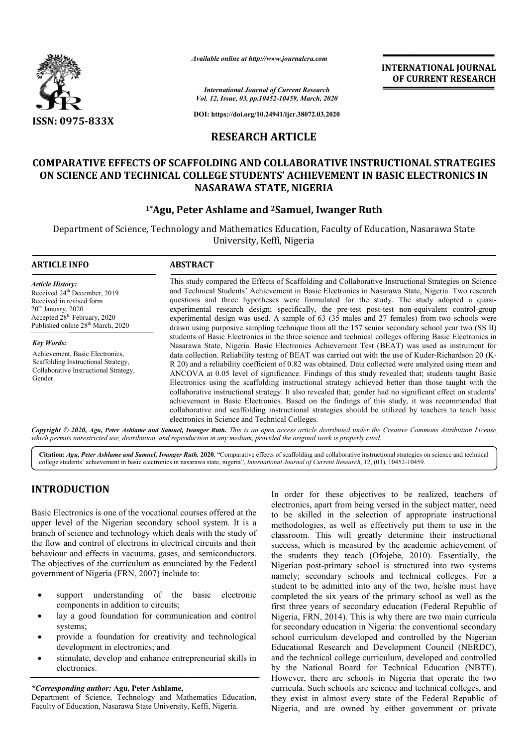# COMPARATIVE EFFECTS OF SCAFFOLDING AND COLLABORATIVE INSTRUCTIONAL STRATEGIES ON SCIENCE AND TECHNICAL COLLEGE STUDENTS' ACHIEVEMENT IN BASIC ELECTRONICS IN NASARAWA STATE, NIGERIA

**[1*]Agu, Peter Ashlame and [2]Samuel, Iwanger Ruth**

Department of Science, Technology and Mathematics Education, Faculty of Education, Nasarawa State University, Keffi, Nigeria

**RESEARCH ARTICLE**

DOI: https://doi.org/10.24941/ijcr.38072.03.2020

## ARTICLE INFO

*Article History:*
Received 24th December, 2019
Received in revised form
20th January, 2020
Accepted 28th February, 2020
Published online 28th March, 2020

*Key Words:*
Achievement, Basic Electronics, Scaffolding Instructional Strategy, Collaborative Instructional Strategy, Gender.

## ABSTRACT

This study compared the Effects of Scaffolding and Collaborative Instructional Strategies on Science and Technical Students' Achievement in Basic Electronics in Nasarawa State, Nigeria. Two research questions and three hypotheses were formulated for the study. The study adopted a quasi-experimental research design; specifically, the pre-test post-test non-equivalent control-group experimental design was used. A sample of 63 (35 males and 27 females) from two schools were drawn using purposive sampling technique from all the 157 senior secondary school year two (SS II) students of Basic Electronics in the three science and technical colleges offering Basic Electronics in Nasarawa State, Nigeria. Basic Electronics Achievement Test (BEAT) was used as instrument for data collection. Reliability testing of BEAT was carried out with the use of Kuder-Richardson 20 (K-R 20) and a reliability coefficient of 0.82 was obtained. Data collected were analyzed using mean and ANCOVA at 0.05 level of significance. Findings of this study revealed that; students taught Basic Electronics using the scaffolding instructional strategy achieved better than those taught with the collaborative instructional strategy. It also revealed that; gender had no significant effect on students' achievement in Basic Electronics. Based on the findings of this study, it was recommended that collaborative and scaffolding instructional strategies should be utilized by teachers to teach basic electronics in Science and Technical Colleges.

*Copyright © 2020, Agu, Peter Ashlame and Samuel, Iwanger Ruth. This is an open access article distributed under the Creative Commons Attribution License, which permits unrestricted use, distribution, and reproduction in any medium, provided the original work is properly cited.*

**Citation:** *Agu, Peter Ashlame and Samuel, Iwanger Ruth.* **2020.** "Comparative effects of scaffolding and collaborative instructional strategies on science and technical college students' achievement in basic electronics in nasarawa state, nigeria", *International Journal of Current Research*, 12, (03), 10452-10459.

## INTRODUCTION

Basic Electronics is one of the vocational courses offered at the upper level of the Nigerian secondary school system. It is a branch of science and technology which deals with the study of the flow and control of electrons in electrical circuits and their behaviour and effects in vacuums, gases, and semiconductors. The objectives of the curriculum as enunciated by the Federal government of Nigeria (FRN, 2007) include to:

- support understanding of the basic electronic components in addition to circuits;
- lay a good foundation for communication and control systems;
- provide a foundation for creativity and technological development in electronics; and
- stimulate, develop and enhance entrepreneurial skills in electronics.

In order for these objectives to be realized, teachers of electronics, apart from being versed in the subject matter, need to be skilled in the selection of appropriate instructional methodologies, as well as effectively put them to use in the classroom. This will greatly determine their instructional success, which is measured by the academic achievement of the students they teach (Ofojebe, 2010). Essentially, the Nigerian post-primary school is structured into two systems namely; secondary schools and technical colleges. For a student to be admitted into any of the two, he/she must have completed the six years of the primary school as well as the first three years of secondary education (Federal Republic of Nigeria, FRN, 2014). This is why there are two main curricula for secondary education in Nigeria: the conventional secondary school curriculum developed and controlled by the Nigerian Educational Research and Development Council (NERDC), and the technical college curriculum, developed and controlled by the National Board for Technical Education (NBTE). However, there are schools in Nigeria that operate the two curricula. Such schools are science and technical colleges, and they exist in almost every state of the Federal Republic of Nigeria, and are owned by either government or private

*\*Corresponding author:* **Agu, Peter Ashlame,**
Department of Science, Technology and Mathematics Education, Faculty of Education, Nasarawa State University, Keffi, Nigeria.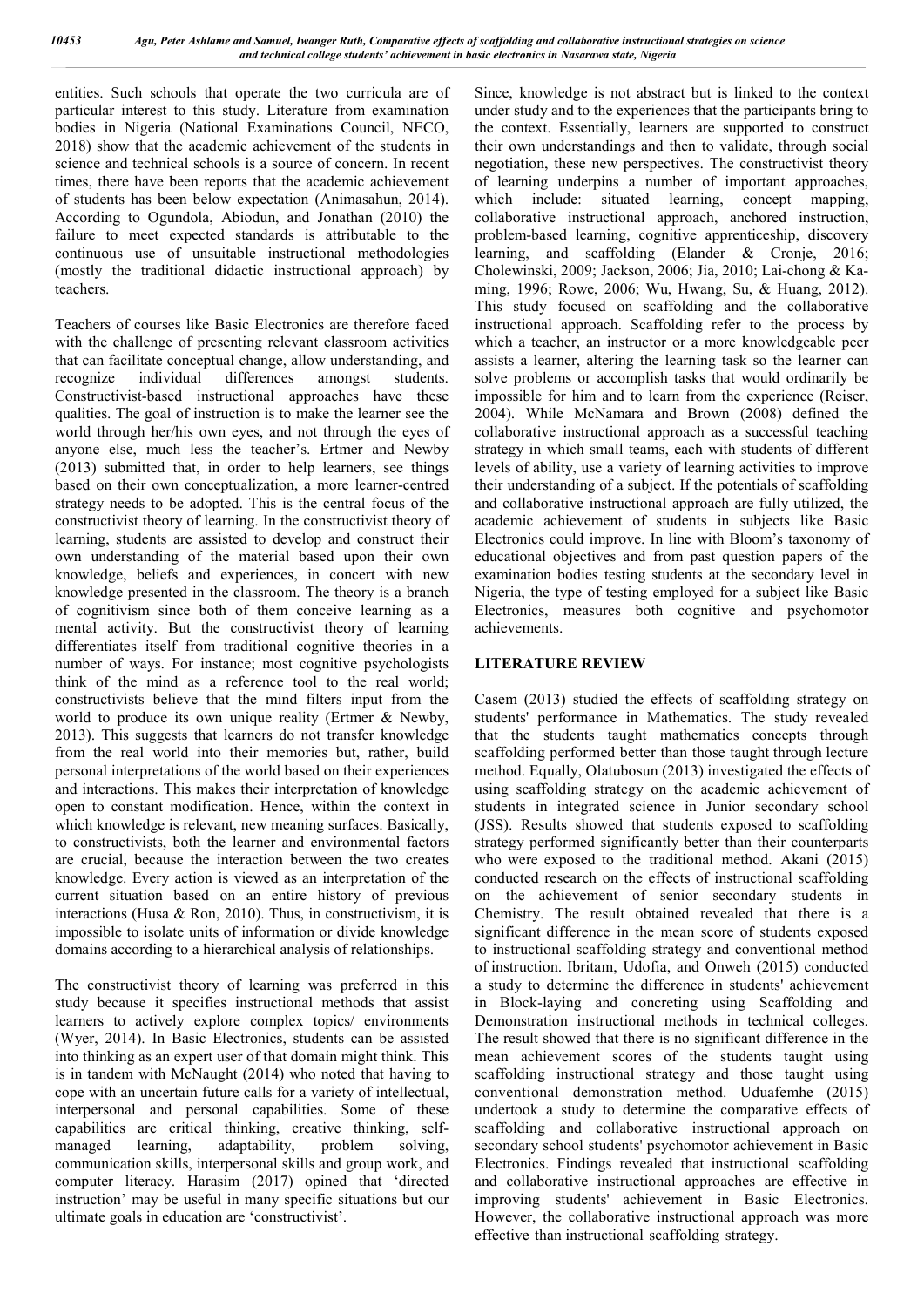entities. Such schools that operate the two curricula are of particular interest to this study. Literature from examination bodies in Nigeria (National Examinations Council, NECO, 2018) show that the academic achievement of the students in science and technical schools is a source of concern. In recent times, there have been reports that the academic achievement of students has been below expectation (Animasahun, 2014). According to Ogundola, Abiodun, and Jonathan (2010) the failure to meet expected standards is attributable to the continuous use of unsuitable instructional methodologies (mostly the traditional didactic instructional approach) by teachers.

Teachers of courses like Basic Electronics are therefore faced with the challenge of presenting relevant classroom activities that can facilitate conceptual change, allow understanding, and recognize individual differences amongst students. Constructivist-based instructional approaches have these qualities. The goal of instruction is to make the learner see the world through her/his own eyes, and not through the eyes of anyone else, much less the teacher's. Ertmer and Newby (2013) submitted that, in order to help learners, see things based on their own conceptualization, a more learner-centred strategy needs to be adopted. This is the central focus of the constructivist theory of learning. In the constructivist theory of learning, students are assisted to develop and construct their own understanding of the material based upon their own knowledge, beliefs and experiences, in concert with new knowledge presented in the classroom. The theory is a branch of cognitivism since both of them conceive learning as a mental activity. But the constructivist theory of learning differentiates itself from traditional cognitive theories in a number of ways. For instance; most cognitive psychologists think of the mind as a reference tool to the real world; constructivists believe that the mind filters input from the world to produce its own unique reality (Ertmer & Newby, 2013). This suggests that learners do not transfer knowledge from the real world into their memories but, rather, build personal interpretations of the world based on their experiences and interactions. This makes their interpretation of knowledge open to constant modification. Hence, within the context in which knowledge is relevant, new meaning surfaces. Basically, to constructivists, both the learner and environmental factors are crucial, because the interaction between the two creates knowledge. Every action is viewed as an interpretation of the current situation based on an entire history of previous interactions (Husa & Ron, 2010). Thus, in constructivism, it is impossible to isolate units of information or divide knowledge domains according to a hierarchical analysis of relationships.

The constructivist theory of learning was preferred in this study because it specifies instructional methods that assist learners to actively explore complex topics/ environments (Wyer, 2014). In Basic Electronics, students can be assisted into thinking as an expert user of that domain might think. This is in tandem with McNaught (2014) who noted that having to cope with an uncertain future calls for a variety of intellectual, interpersonal and personal capabilities. Some of these capabilities are critical thinking, creative thinking, self-managed learning, adaptability, problem solving, communication skills, interpersonal skills and group work, and computer literacy. Harasim (2017) opined that 'directed instruction' may be useful in many specific situations but our ultimate goals in education are 'constructivist'.

Since, knowledge is not abstract but is linked to the context under study and to the experiences that the participants bring to the context. Essentially, learners are supported to construct their own understandings and then to validate, through social negotiation, these new perspectives. The constructivist theory of learning underpins a number of important approaches, which include: situated learning, concept mapping, collaborative instructional approach, anchored instruction, problem-based learning, cognitive apprenticeship, discovery learning, and scaffolding (Elander & Cronje, 2016; Cholewinski, 2009; Jackson, 2006; Jia, 2010; Lai-chong & Ka-ming, 1996; Rowe, 2006; Wu, Hwang, Su, & Huang, 2012). This study focused on scaffolding and the collaborative instructional approach. Scaffolding refer to the process by which a teacher, an instructor or a more knowledgeable peer assists a learner, altering the learning task so the learner can solve problems or accomplish tasks that would ordinarily be impossible for him and to learn from the experience (Reiser, 2004). While McNamara and Brown (2008) defined the collaborative instructional approach as a successful teaching strategy in which small teams, each with students of different levels of ability, use a variety of learning activities to improve their understanding of a subject. If the potentials of scaffolding and collaborative instructional approach are fully utilized, the academic achievement of students in subjects like Basic Electronics could improve. In line with Bloom's taxonomy of educational objectives and from past question papers of the examination bodies testing students at the secondary level in Nigeria, the type of testing employed for a subject like Basic Electronics, measures both cognitive and psychomotor achievements.

## LITERATURE REVIEW

Casem (2013) studied the effects of scaffolding strategy on students' performance in Mathematics. The study revealed that the students taught mathematics concepts through scaffolding performed better than those taught through lecture method. Equally, Olatubosun (2013) investigated the effects of using scaffolding strategy on the academic achievement of students in integrated science in Junior secondary school (JSS). Results showed that students exposed to scaffolding strategy performed significantly better than their counterparts who were exposed to the traditional method. Akani (2015) conducted research on the effects of instructional scaffolding on the achievement of senior secondary students in Chemistry. The result obtained revealed that there is a significant difference in the mean score of students exposed to instructional scaffolding strategy and conventional method of instruction. Ibritam, Udofia, and Onweh (2015) conducted a study to determine the difference in students' achievement in Block-laying and concreting using Scaffolding and Demonstration instructional methods in technical colleges. The result showed that there is no significant difference in the mean achievement scores of the students taught using scaffolding instructional strategy and those taught using conventional demonstration method. Uduafemhe (2015) undertook a study to determine the comparative effects of scaffolding and collaborative instructional approach on secondary school students' psychomotor achievement in Basic Electronics. Findings revealed that instructional scaffolding and collaborative instructional approaches are effective in improving students' achievement in Basic Electronics. However, the collaborative instructional approach was more effective than instructional scaffolding strategy.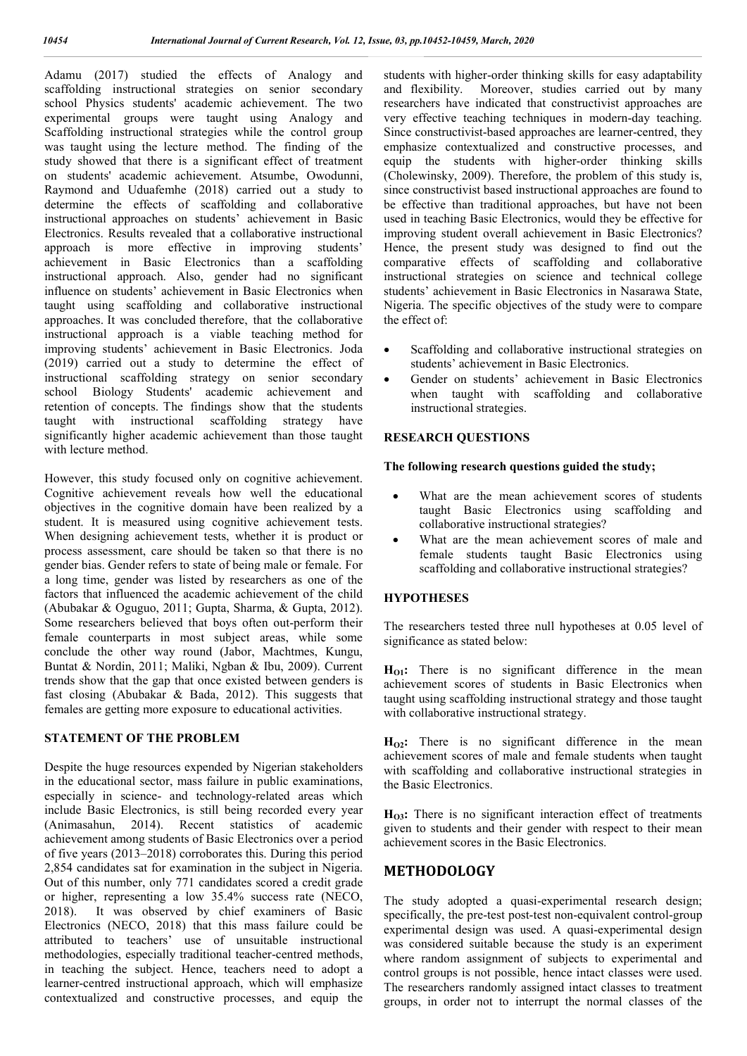Adamu (2017) studied the effects of Analogy and scaffolding instructional strategies on senior secondary school Physics students' academic achievement. The two experimental groups were taught using Analogy and Scaffolding instructional strategies while the control group was taught using the lecture method. The finding of the study showed that there is a significant effect of treatment on students' academic achievement. Atsumbe, Owodunni, Raymond and Uduafemhe (2018) carried out a study to determine the effects of scaffolding and collaborative instructional approaches on students' achievement in Basic Electronics. Results revealed that a collaborative instructional approach is more effective in improving students' achievement in Basic Electronics than a scaffolding instructional approach. Also, gender had no significant influence on students' achievement in Basic Electronics when taught using scaffolding and collaborative instructional approaches. It was concluded therefore, that the collaborative instructional approach is a viable teaching method for improving students' achievement in Basic Electronics. Joda (2019) carried out a study to determine the effect of instructional scaffolding strategy on senior secondary school Biology Students' academic achievement and retention of concepts. The findings show that the students taught with instructional scaffolding strategy have significantly higher academic achievement than those taught with lecture method.

However, this study focused only on cognitive achievement. Cognitive achievement reveals how well the educational objectives in the cognitive domain have been realized by a student. It is measured using cognitive achievement tests. When designing achievement tests, whether it is product or process assessment, care should be taken so that there is no gender bias. Gender refers to state of being male or female. For a long time, gender was listed by researchers as one of the factors that influenced the academic achievement of the child (Abubakar & Oguguo, 2011; Gupta, Sharma, & Gupta, 2012). Some researchers believed that boys often out-perform their female counterparts in most subject areas, while some conclude the other way round (Jabor, Machtmes, Kungu, Buntat & Nordin, 2011; Maliki, Ngban & Ibu, 2009). Current trends show that the gap that once existed between genders is fast closing (Abubakar & Bada, 2012). This suggests that females are getting more exposure to educational activities.

## STATEMENT OF THE PROBLEM

Despite the huge resources expended by Nigerian stakeholders in the educational sector, mass failure in public examinations, especially in science- and technology-related areas which include Basic Electronics, is still being recorded every year (Animasahun, 2014). Recent statistics of academic achievement among students of Basic Electronics over a period of five years (2013–2018) corroborates this. During this period 2,854 candidates sat for examination in the subject in Nigeria. Out of this number, only 771 candidates scored a credit grade or higher, representing a low 35.4% success rate (NECO, 2018). It was observed by chief examiners of Basic Electronics (NECO, 2018) that this mass failure could be attributed to teachers' use of unsuitable instructional methodologies, especially traditional teacher-centred methods, in teaching the subject. Hence, teachers need to adopt a learner-centred instructional approach, which will emphasize contextualized and constructive processes, and equip the students with higher-order thinking skills for easy adaptability and flexibility. Moreover, studies carried out by many researchers have indicated that constructivist approaches are very effective teaching techniques in modern-day teaching. Since constructivist-based approaches are learner-centred, they emphasize contextualized and constructive processes, and equip the students with higher-order thinking skills (Cholewinsky, 2009). Therefore, the problem of this study is, since constructivist based instructional approaches are found to be effective than traditional approaches, but have not been used in teaching Basic Electronics, would they be effective for improving student overall achievement in Basic Electronics? Hence, the present study was designed to find out the comparative effects of scaffolding and collaborative instructional strategies on science and technical college students' achievement in Basic Electronics in Nasarawa State, Nigeria. The specific objectives of the study were to compare the effect of:

- Scaffolding and collaborative instructional strategies on students' achievement in Basic Electronics.
- Gender on students' achievement in Basic Electronics when taught with scaffolding and collaborative instructional strategies.

## RESEARCH QUESTIONS

**The following research questions guided the study;**

- What are the mean achievement scores of students taught Basic Electronics using scaffolding and collaborative instructional strategies?
- What are the mean achievement scores of male and female students taught Basic Electronics using scaffolding and collaborative instructional strategies?

## HYPOTHESES

The researchers tested three null hypotheses at 0.05 level of significance as stated below:

**$H_{O1}$:** There is no significant difference in the mean achievement scores of students in Basic Electronics when taught using scaffolding instructional strategy and those taught with collaborative instructional strategy.

**$H_{O2}$:** There is no significant difference in the mean achievement scores of male and female students when taught with scaffolding and collaborative instructional strategies in the Basic Electronics.

**$H_{O3}$:** There is no significant interaction effect of treatments given to students and their gender with respect to their mean achievement scores in the Basic Electronics.

# METHODOLOGY

The study adopted a quasi-experimental research design; specifically, the pre-test post-test non-equivalent control-group experimental design was used. A quasi-experimental design was considered suitable because the study is an experiment where random assignment of subjects to experimental and control groups is not possible, hence intact classes were used. The researchers randomly assigned intact classes to treatment groups, in order not to interrupt the normal classes of the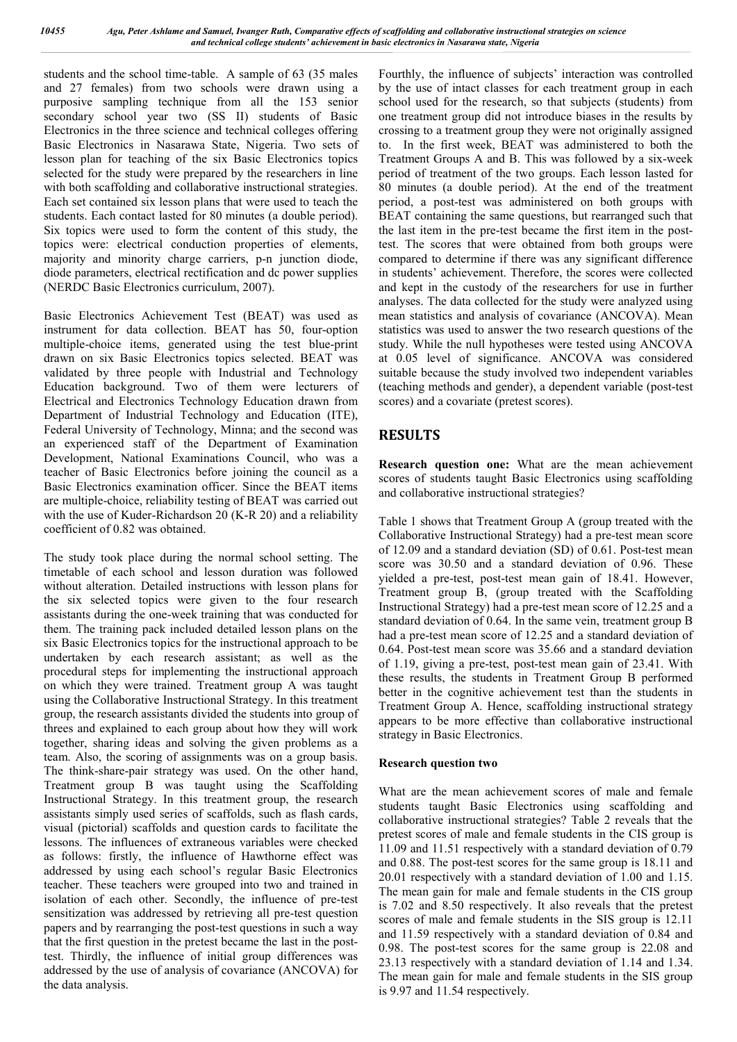students and the school time-table. A sample of 63 (35 males and 27 females) from two schools were drawn using a purposive sampling technique from all the 153 senior secondary school year two (SS II) students of Basic Electronics in the three science and technical colleges offering Basic Electronics in Nasarawa State, Nigeria. Two sets of lesson plan for teaching of the six Basic Electronics topics selected for the study were prepared by the researchers in line with both scaffolding and collaborative instructional strategies. Each set contained six lesson plans that were used to teach the students. Each contact lasted for 80 minutes (a double period). Six topics were used to form the content of this study, the topics were: electrical conduction properties of elements, majority and minority charge carriers, p-n junction diode, diode parameters, electrical rectification and dc power supplies (NERDC Basic Electronics curriculum, 2007).

Basic Electronics Achievement Test (BEAT) was used as instrument for data collection. BEAT has 50, four-option multiple-choice items, generated using the test blue-print drawn on six Basic Electronics topics selected. BEAT was validated by three people with Industrial and Technology Education background. Two of them were lecturers of Electrical and Electronics Technology Education drawn from Department of Industrial Technology and Education (ITE), Federal University of Technology, Minna; and the second was an experienced staff of the Department of Examination Development, National Examinations Council, who was a teacher of Basic Electronics before joining the council as a Basic Electronics examination officer. Since the BEAT items are multiple-choice, reliability testing of BEAT was carried out with the use of Kuder-Richardson 20 (K-R 20) and a reliability coefficient of 0.82 was obtained.

The study took place during the normal school setting. The timetable of each school and lesson duration was followed without alteration. Detailed instructions with lesson plans for the six selected topics were given to the four research assistants during the one-week training that was conducted for them. The training pack included detailed lesson plans on the six Basic Electronics topics for the instructional approach to be undertaken by each research assistant; as well as the procedural steps for implementing the instructional approach on which they were trained. Treatment group A was taught using the Collaborative Instructional Strategy. In this treatment group, the research assistants divided the students into group of threes and explained to each group about how they will work together, sharing ideas and solving the given problems as a team. Also, the scoring of assignments was on a group basis. The think-share-pair strategy was used. On the other hand, Treatment group B was taught using the Scaffolding Instructional Strategy. In this treatment group, the research assistants simply used series of scaffolds, such as flash cards, visual (pictorial) scaffolds and question cards to facilitate the lessons. The influences of extraneous variables were checked as follows: firstly, the influence of Hawthorne effect was addressed by using each school's regular Basic Electronics teacher. These teachers were grouped into two and trained in isolation of each other. Secondly, the influence of pre-test sensitization was addressed by retrieving all pre-test question papers and by rearranging the post-test questions in such a way that the first question in the pretest became the last in the post-test. Thirdly, the influence of initial group differences was addressed by the use of analysis of covariance (ANCOVA) for the data analysis.

Fourthly, the influence of subjects' interaction was controlled by the use of intact classes for each treatment group in each school used for the research, so that subjects (students) from one treatment group did not introduce biases in the results by crossing to a treatment group they were not originally assigned to. In the first week, BEAT was administered to both the Treatment Groups A and B. This was followed by a six-week period of treatment of the two groups. Each lesson lasted for 80 minutes (a double period). At the end of the treatment period, a post-test was administered on both groups with BEAT containing the same questions, but rearranged such that the last item in the pre-test became the first item in the post-test. The scores that were obtained from both groups were compared to determine if there was any significant difference in students' achievement. Therefore, the scores were collected and kept in the custody of the researchers for use in further analyses. The data collected for the study were analyzed using mean statistics and analysis of covariance (ANCOVA). Mean statistics was used to answer the two research questions of the study. While the null hypotheses were tested using ANCOVA at 0.05 level of significance. ANCOVA was considered suitable because the study involved two independent variables (teaching methods and gender), a dependent variable (post-test scores) and a covariate (pretest scores).

## RESULTS

**Research question one:** What are the mean achievement scores of students taught Basic Electronics using scaffolding and collaborative instructional strategies?

Table 1 shows that Treatment Group A (group treated with the Collaborative Instructional Strategy) had a pre-test mean score of 12.09 and a standard deviation (SD) of 0.61. Post-test mean score was 30.50 and a standard deviation of 0.96. These yielded a pre-test, post-test mean gain of 18.41. However, Treatment group B, (group treated with the Scaffolding Instructional Strategy) had a pre-test mean score of 12.25 and a standard deviation of 0.64. In the same vein, treatment group B had a pre-test mean score of 12.25 and a standard deviation of 0.64. Post-test mean score was 35.66 and a standard deviation of 1.19, giving a pre-test, post-test mean gain of 23.41. With these results, the students in Treatment Group B performed better in the cognitive achievement test than the students in Treatment Group A. Hence, scaffolding instructional strategy appears to be more effective than collaborative instructional strategy in Basic Electronics.

### Research question two

What are the mean achievement scores of male and female students taught Basic Electronics using scaffolding and collaborative instructional strategies? Table 2 reveals that the pretest scores of male and female students in the CIS group is 11.09 and 11.51 respectively with a standard deviation of 0.79 and 0.88. The post-test scores for the same group is 18.11 and 20.01 respectively with a standard deviation of 1.00 and 1.15. The mean gain for male and female students in the CIS group is 7.02 and 8.50 respectively. It also reveals that the pretest scores of male and female students in the SIS group is 12.11 and 11.59 respectively with a standard deviation of 0.84 and 0.98. The post-test scores for the same group is 22.08 and 23.13 respectively with a standard deviation of 1.14 and 1.34. The mean gain for male and female students in the SIS group is 9.97 and 11.54 respectively.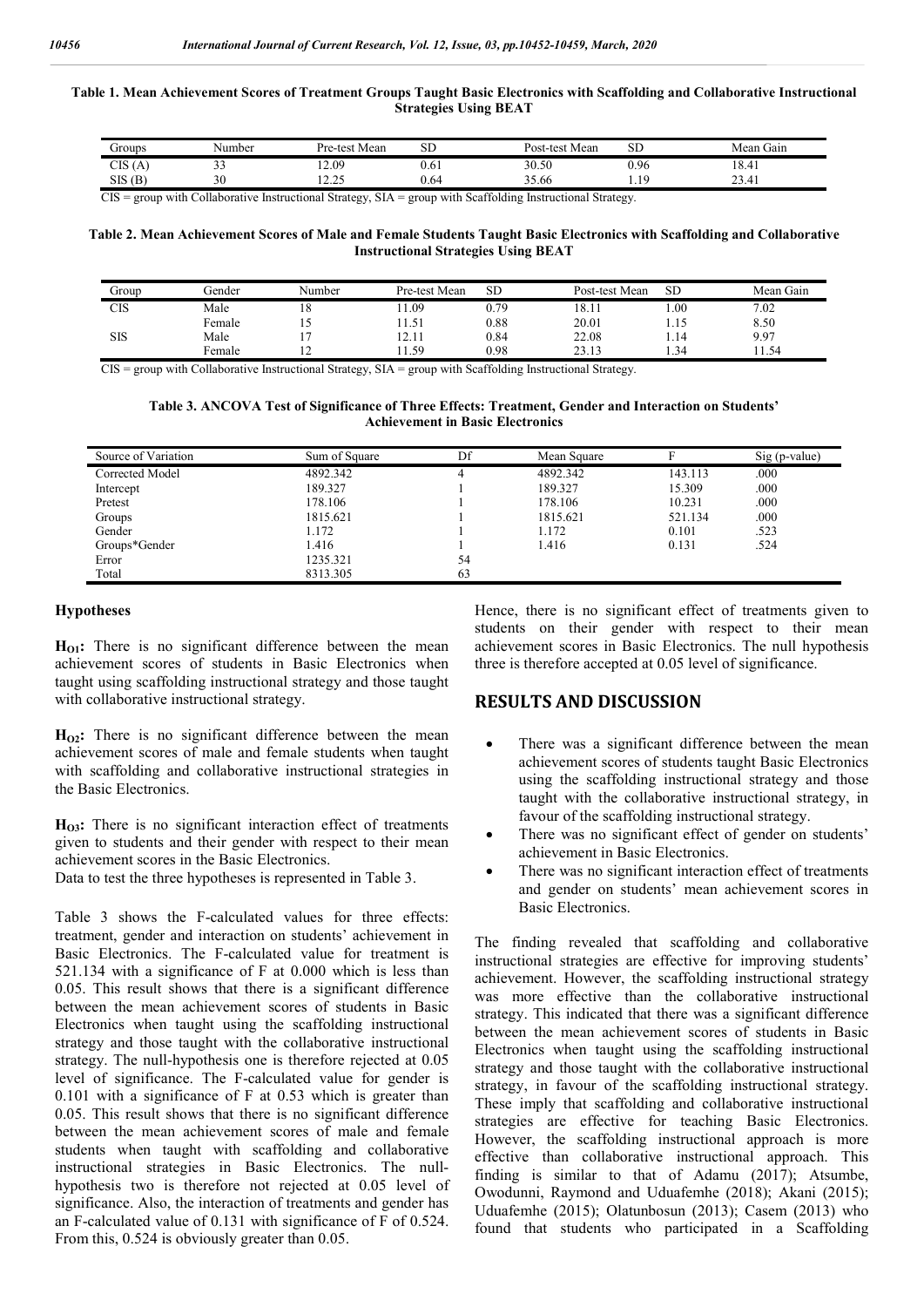**Table 1. Mean Achievement Scores of Treatment Groups Taught Basic Electronics with Scaffolding and Collaborative Instructional Strategies Using BEAT**

| Groups | Number | Pre-test Mean | SD | Post-test Mean | SD | Mean Gain |
|---|---|---|---|---|---|---|
| CIS (A) | 33 | 12.09 | 0.61 | 30.50 | 0.96 | 18.41 |
| SIS (B) | 30 | 12.25 | 0.64 | 35.66 | 1.19 | 23.41 |

CIS = group with Collaborative Instructional Strategy, SIA = group with Scaffolding Instructional Strategy.

**Table 2. Mean Achievement Scores of Male and Female Students Taught Basic Electronics with Scaffolding and Collaborative Instructional Strategies Using BEAT**

| Group | Gender | Number | Pre-test Mean | SD | Post-test Mean | SD | Mean Gain |
|---|---|---|---|---|---|---|---|
| CIS | Male | 18 | 11.09 | 0.79 | 18.11 | 1.00 | 7.02 |
| | Female | 15 | 11.51 | 0.88 | 20.01 | 1.15 | 8.50 |
| SIS | Male | 17 | 12.11 | 0.84 | 22.08 | 1.14 | 9.97 |
| | Female | 12 | 11.59 | 0.98 | 23.13 | 1.34 | 11.54 |

CIS = group with Collaborative Instructional Strategy, SIA = group with Scaffolding Instructional Strategy.

**Table 3. ANCOVA Test of Significance of Three Effects: Treatment, Gender and Interaction on Students' Achievement in Basic Electronics**

| Source of Variation | Sum of Square | Df | Mean Square | F | Sig (p-value) |
|---|---|---|---|---|---|
| Corrected Model | 4892.342 | 4 | 4892.342 | 143.113 | .000 |
| Intercept | 189.327 | 1 | 189.327 | 15.309 | .000 |
| Pretest | 178.106 | 1 | 178.106 | 10.231 | .000 |
| Groups | 1815.621 | 1 | 1815.621 | 521.134 | .000 |
| Gender | 1.172 | 1 | 1.172 | 0.101 | .523 |
| Groups*Gender | 1.416 | 1 | 1.416 | 0.131 | .524 |
| Error | 1235.321 | 54 | | | |
| Total | 8313.305 | 63 | | | |

### Hypotheses

**$H_{O1}$:** There is no significant difference between the mean achievement scores of students in Basic Electronics when taught using scaffolding instructional strategy and those taught with collaborative instructional strategy.

**$H_{O2}$:** There is no significant difference between the mean achievement scores of male and female students when taught with scaffolding and collaborative instructional strategies in the Basic Electronics.

**$H_{O3}$:** There is no significant interaction effect of treatments given to students and their gender with respect to their mean achievement scores in the Basic Electronics.

Data to test the three hypotheses is represented in Table 3.

Table 3 shows the F-calculated values for three effects: treatment, gender and interaction on students' achievement in Basic Electronics. The F-calculated value for treatment is 521.134 with a significance of F at 0.000 which is less than 0.05. This result shows that there is a significant difference between the mean achievement scores of students in Basic Electronics when taught using the scaffolding instructional strategy and those taught with the collaborative instructional strategy. The null-hypothesis one is therefore rejected at 0.05 level of significance. The F-calculated value for gender is 0.101 with a significance of F at 0.53 which is greater than 0.05. This result shows that there is no significant difference between the mean achievement scores of male and female students when taught with scaffolding and collaborative instructional strategies in Basic Electronics. The null-hypothesis two is therefore not rejected at 0.05 level of significance. Also, the interaction of treatments and gender has an F-calculated value of 0.131 with significance of F of 0.524. From this, 0.524 is obviously greater than 0.05. Hence, there is no significant effect of treatments given to students on their gender with respect to their mean achievement scores in Basic Electronics. The null hypothesis three is therefore accepted at 0.05 level of significance.

## RESULTS AND DISCUSSION

- There was a significant difference between the mean achievement scores of students taught Basic Electronics using the scaffolding instructional strategy and those taught with the collaborative instructional strategy, in favour of the scaffolding instructional strategy.
- There was no significant effect of gender on students' achievement in Basic Electronics.
- There was no significant interaction effect of treatments and gender on students' mean achievement scores in Basic Electronics.

The finding revealed that scaffolding and collaborative instructional strategies are effective for improving students' achievement. However, the scaffolding instructional strategy was more effective than the collaborative instructional strategy. This indicated that there was a significant difference between the mean achievement scores of students in Basic Electronics when taught using the scaffolding instructional strategy and those taught with the collaborative instructional strategy, in favour of the scaffolding instructional strategy. These imply that scaffolding and collaborative instructional strategies are effective for teaching Basic Electronics. However, the scaffolding instructional approach is more effective than collaborative instructional approach. This finding is similar to that of Adamu (2017); Atsumbe, Owodunni, Raymond and Uduafemhe (2018); Akani (2015); Uduafemhe (2015); Olatunbosun (2013); Casem (2013) who found that students who participated in a Scaffolding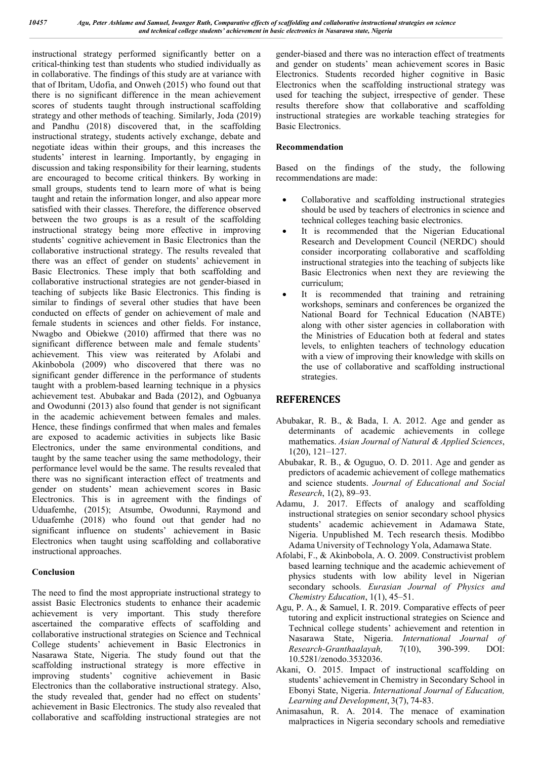instructional strategy performed significantly better on a critical-thinking test than students who studied individually as in collaborative. The findings of this study are at variance with that of Ibritam, Udofia, and Onweh (2015) who found out that there is no significant difference in the mean achievement scores of students taught through instructional scaffolding strategy and other methods of teaching. Similarly, Joda (2019) and Pandhu (2018) discovered that, in the scaffolding instructional strategy, students actively exchange, debate and negotiate ideas within their groups, and this increases the students' interest in learning. Importantly, by engaging in discussion and taking responsibility for their learning, students are encouraged to become critical thinkers. By working in small groups, students tend to learn more of what is being taught and retain the information longer, and also appear more satisfied with their classes. Therefore, the difference observed between the two groups is as a result of the scaffolding instructional strategy being more effective in improving students' cognitive achievement in Basic Electronics than the collaborative instructional strategy. The results revealed that there was an effect of gender on students' achievement in Basic Electronics. These imply that both scaffolding and collaborative instructional strategies are not gender-biased in teaching of subjects like Basic Electronics. This finding is similar to findings of several other studies that have been conducted on effects of gender on achievement of male and female students in sciences and other fields. For instance, Nwagbo and Obiekwe (2010) affirmed that there was no significant difference between male and female students' achievement. This view was reiterated by Afolabi and Akinbobola (2009) who discovered that there was no significant gender difference in the performance of students taught with a problem-based learning technique in a physics achievement test. Abubakar and Bada (2012), and Ogbuanya and Owodunni (2013) also found that gender is not significant in the academic achievement between females and males. Hence, these findings confirmed that when males and females are exposed to academic activities in subjects like Basic Electronics, under the same environmental conditions, and taught by the same teacher using the same methodology, their performance level would be the same. The results revealed that there was no significant interaction effect of treatments and gender on students' mean achievement scores in Basic Electronics. This is in agreement with the findings of Uduafemhe, (2015); Atsumbe, Owodunni, Raymond and Uduafemhe (2018) who found out that gender had no significant influence on students' achievement in Basic Electronics when taught using scaffolding and collaborative instructional approaches.

### Conclusion

The need to find the most appropriate instructional strategy to assist Basic Electronics students to enhance their academic achievement is very important. This study therefore ascertained the comparative effects of scaffolding and collaborative instructional strategies on Science and Technical College students' achievement in Basic Electronics in Nasarawa State, Nigeria. The study found out that the scaffolding instructional strategy is more effective in improving students' cognitive achievement in Basic Electronics than the collaborative instructional strategy. Also, the study revealed that, gender had no effect on students' achievement in Basic Electronics. The study also revealed that collaborative and scaffolding instructional strategies are not gender-biased and there was no interaction effect of treatments and gender on students' mean achievement scores in Basic Electronics. Students recorded higher cognitive in Basic Electronics when the scaffolding instructional strategy was used for teaching the subject, irrespective of gender. These results therefore show that collaborative and scaffolding instructional strategies are workable teaching strategies for Basic Electronics.

### Recommendation

Based on the findings of the study, the following recommendations are made:

- Collaborative and scaffolding instructional strategies should be used by teachers of electronics in science and technical colleges teaching basic electronics.
- It is recommended that the Nigerian Educational Research and Development Council (NERDC) should consider incorporating collaborative and scaffolding instructional strategies into the teaching of subjects like Basic Electronics when next they are reviewing the curriculum;
- It is recommended that training and retraining workshops, seminars and conferences be organized the National Board for Technical Education (NABTE) along with other sister agencies in collaboration with the Ministries of Education both at federal and states levels, to enlighten teachers of technology education with a view of improving their knowledge with skills on the use of collaborative and scaffolding instructional strategies.

## REFERENCES

Abubakar, R. B., & Bada, I. A. 2012. Age and gender as determinants of academic achievements in college mathematics. *Asian Journal of Natural & Applied Sciences*, 1(20), 121–127.

Abubakar, R. B., & Oguguo, O. D. 2011. Age and gender as predictors of academic achievement of college mathematics and science students. *Journal of Educational and Social Research*, 1(2), 89–93.

Adamu, J. 2017. Effects of analogy and scaffolding instructional strategies on senior secondary school physics students' academic achievement in Adamawa State, Nigeria. Unpublished M. Tech research thesis. Modibbo Adama University of Technology Yola, Adamawa State.

Afolabi, F., & Akinbobola, A. O. 2009. Constructivist problem based learning technique and the academic achievement of physics students with low ability level in Nigerian secondary schools. *Eurasian Journal of Physics and Chemistry Education*, 1(1), 45–51.

Agu, P. A., & Samuel, I. R. 2019. Comparative effects of peer tutoring and explicit instructional strategies on Science and Technical college students' achievement and retention in Nasarawa State, Nigeria. *International Journal of Research-Granthaalayah,* 7(10), 390-399. DOI: 10.5281/zenodo.3532036.

Akani, O. 2015. Impact of instructional scaffolding on students' achievement in Chemistry in Secondary School in Ebonyi State, Nigeria. *International Journal of Education, Learning and Development*, 3(7), 74-83.

Animasahun, R. A. 2014. The menace of examination malpractices in Nigeria secondary schools and remediative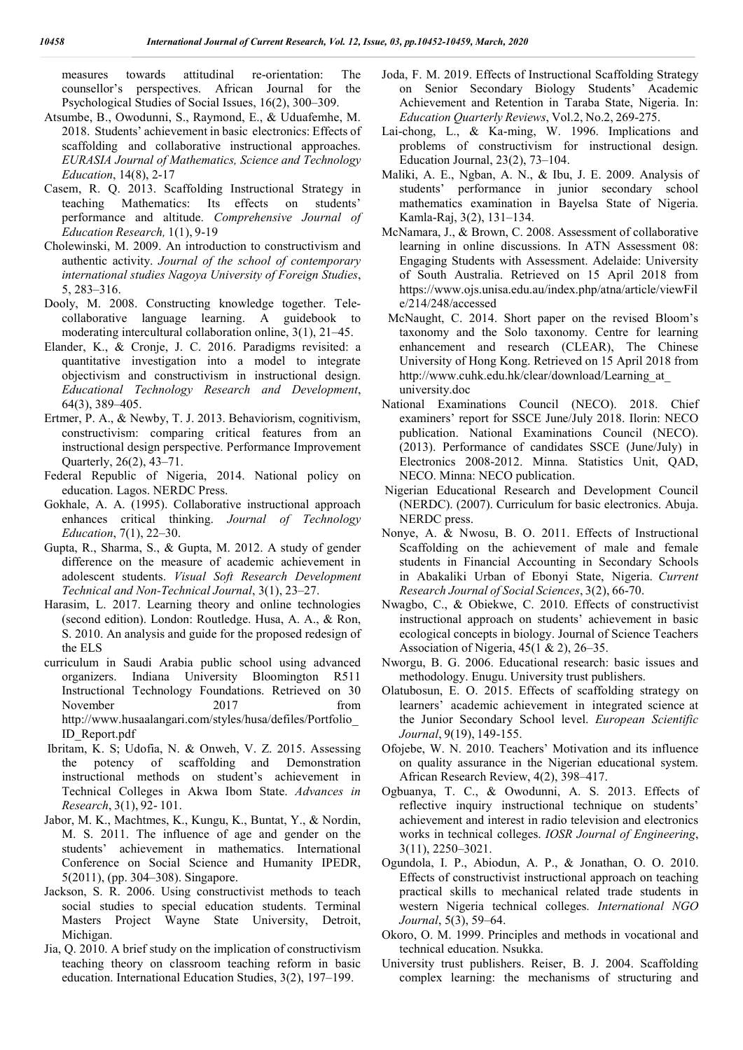measures towards attitudinal re-orientation: The counsellor's perspectives. African Journal for the Psychological Studies of Social Issues, 16(2), 300–309.

Atsumbe, B., Owodunni, S., Raymond, E., & Uduafemhe, M. 2018. Students' achievement in basic electronics: Effects of scaffolding and collaborative instructional approaches. *EURASIA Journal of Mathematics, Science and Technology Education*, 14(8), 2-17

Casem, R. Q. 2013. Scaffolding Instructional Strategy in teaching Mathematics: Its effects on students' performance and altitude. *Comprehensive Journal of Education Research,* 1(1), 9-19

Cholewinski, M. 2009. An introduction to constructivism and authentic activity. *Journal of the school of contemporary international studies Nagoya University of Foreign Studies*, 5, 283–316.

Dooly, M. 2008. Constructing knowledge together. Tele-collaborative language learning. A guidebook to moderating intercultural collaboration online, 3(1), 21–45.

Elander, K., & Cronje, J. C. 2016. Paradigms revisited: a quantitative investigation into a model to integrate objectivism and constructivism in instructional design. *Educational Technology Research and Development*, 64(3), 389–405.

Ertmer, P. A., & Newby, T. J. 2013. Behaviorism, cognitivism, constructivism: comparing critical features from an instructional design perspective. Performance Improvement Quarterly, 26(2), 43–71.

Federal Republic of Nigeria, 2014. National policy on education. Lagos. NERDC Press.

Gokhale, A. A. (1995). Collaborative instructional approach enhances critical thinking. *Journal of Technology Education*, 7(1), 22–30.

Gupta, R., Sharma, S., & Gupta, M. 2012. A study of gender difference on the measure of academic achievement in adolescent students. *Visual Soft Research Development Technical and Non-Technical Journal*, 3(1), 23–27.

Harasim, L. 2017. Learning theory and online technologies (second edition). London: Routledge. Husa, A. A., & Ron, S. 2010. An analysis and guide for the proposed redesign of the ELS

curriculum in Saudi Arabia public school using advanced organizers. Indiana University Bloomington R511 Instructional Technology Foundations. Retrieved on 30 November 2017 from http://www.husaalangari.com/styles/husa/defiles/Portfolio_ID_Report.pdf

Ibritam, K. S; Udofia, N. & Onweh, V. Z. 2015. Assessing the potency of scaffolding and Demonstration instructional methods on student's achievement in Technical Colleges in Akwa Ibom State. *Advances in Research*, 3(1), 92- 101.

Jabor, M. K., Machtmes, K., Kungu, K., Buntat, Y., & Nordin, M. S. 2011. The influence of age and gender on the students' achievement in mathematics. International Conference on Social Science and Humanity IPEDR, 5(2011), (pp. 304–308). Singapore.

Jackson, S. R. 2006. Using constructivist methods to teach social studies to special education students. Terminal Masters Project Wayne State University, Detroit, Michigan.

Jia, Q. 2010. A brief study on the implication of constructivism teaching theory on classroom teaching reform in basic education. International Education Studies, 3(2), 197–199.

Joda, F. M. 2019. Effects of Instructional Scaffolding Strategy on Senior Secondary Biology Students' Academic Achievement and Retention in Taraba State, Nigeria. In: *Education Quarterly Reviews*, Vol.2, No.2, 269-275.

Lai-chong, L., & Ka-ming, W. 1996. Implications and problems of constructivism for instructional design. Education Journal, 23(2), 73–104.

Maliki, A. E., Ngban, A. N., & Ibu, J. E. 2009. Analysis of students' performance in junior secondary school mathematics examination in Bayelsa State of Nigeria. Kamla-Raj, 3(2), 131–134.

McNamara, J., & Brown, C. 2008. Assessment of collaborative learning in online discussions. In ATN Assessment 08: Engaging Students with Assessment. Adelaide: University of South Australia. Retrieved on 15 April 2018 from https://www.ojs.unisa.edu.au/index.php/atna/article/viewFile/214/248/accessed

McNaught, C. 2014. Short paper on the revised Bloom's taxonomy and the Solo taxonomy. Centre for learning enhancement and research (CLEAR), The Chinese University of Hong Kong. Retrieved on 15 April 2018 from http://www.cuhk.edu.hk/clear/download/Learning_at_university.doc

National Examinations Council (NECO). 2018. Chief examiners' report for SSCE June/July 2018. Ilorin: NECO publication. National Examinations Council (NECO). (2013). Performance of candidates SSCE (June/July) in Electronics 2008-2012. Minna. Statistics Unit, QAD, NECO. Minna: NECO publication.

Nigerian Educational Research and Development Council (NERDC). (2007). Curriculum for basic electronics. Abuja. NERDC press.

Nonye, A. & Nwosu, B. O. 2011. Effects of Instructional Scaffolding on the achievement of male and female students in Financial Accounting in Secondary Schools in Abakaliki Urban of Ebonyi State, Nigeria. *Current Research Journal of Social Sciences*, 3(2), 66-70.

Nwagbo, C., & Obiekwe, C. 2010. Effects of constructivist instructional approach on students' achievement in basic ecological concepts in biology. Journal of Science Teachers Association of Nigeria, 45(1 & 2), 26–35.

Nworgu, B. G. 2006. Educational research: basic issues and methodology. Enugu. University trust publishers.

Olatubosun, E. O. 2015. Effects of scaffolding strategy on learners' academic achievement in integrated science at the Junior Secondary School level. *European Scientific Journal*, 9(19), 149-155.

Ofojebe, W. N. 2010. Teachers' Motivation and its influence on quality assurance in the Nigerian educational system. African Research Review, 4(2), 398–417.

Ogbuanya, T. C., & Owodunni, A. S. 2013. Effects of reflective inquiry instructional technique on students' achievement and interest in radio television and electronics works in technical colleges. *IOSR Journal of Engineering*, 3(11), 2250–3021.

Ogundola, I. P., Abiodun, A. P., & Jonathan, O. O. 2010. Effects of constructivist instructional approach on teaching practical skills to mechanical related trade students in western Nigeria technical colleges. *International NGO Journal*, 5(3), 59–64.

Okoro, O. M. 1999. Principles and methods in vocational and technical education. Nsukka.

University trust publishers. Reiser, B. J. 2004. Scaffolding complex learning: the mechanisms of structuring and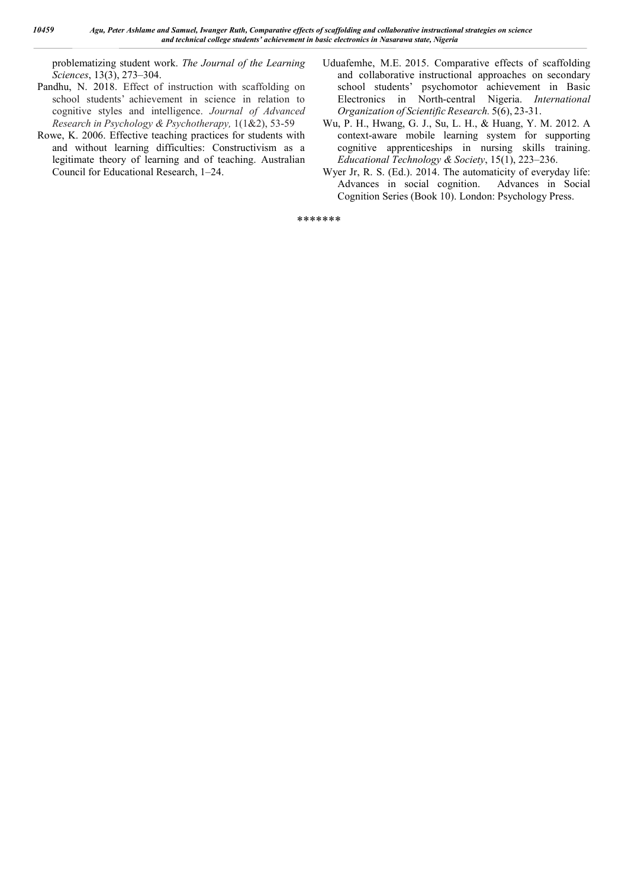problematizing student work. *The Journal of the Learning Sciences*, 13(3), 273–304.

Pandhu, N. 2018. Effect of instruction with scaffolding on school students' achievement in science in relation to cognitive styles and intelligence. *Journal of Advanced Research in Psychology & Psychotherapy,* 1(1&2), 53-59

Rowe, K. 2006. Effective teaching practices for students with and without learning difficulties: Constructivism as a legitimate theory of learning and of teaching. Australian Council for Educational Research, 1–24.

Uduafemhe, M.E. 2015. Comparative effects of scaffolding and collaborative instructional approaches on secondary school students' psychomotor achievement in Basic Electronics in North-central Nigeria. *International Organization of Scientific Research.* 5(6), 23-31.

Wu, P. H., Hwang, G. J., Su, L. H., & Huang, Y. M. 2012. A context-aware mobile learning system for supporting cognitive apprenticeships in nursing skills training. *Educational Technology & Society*, 15(1), 223–236.

Wyer Jr, R. S. (Ed.). 2014. The automaticity of everyday life: Advances in social cognition. Advances in Social Cognition Series (Book 10). London: Psychology Press.

*******